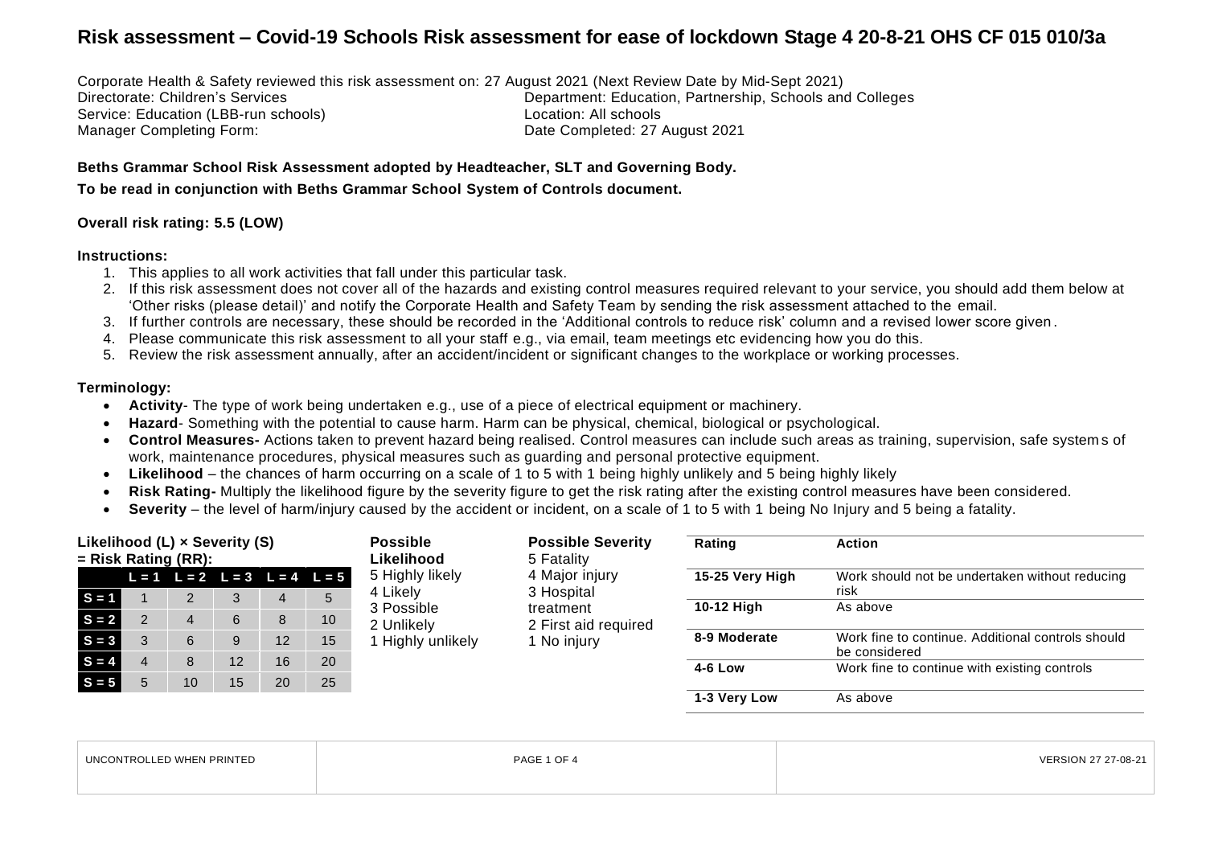# Risk assessment – Covid-19 Schools Risk assessment for ease of lockdown Stage 4 20-8-21 OHS CF 015 010/3a

Corporate Health & Safety reviewed this risk assessment on: 27 August 2021 (Next Review Date by Mid-Sept 2021)

Directorate: Children's Services
Department: Education, Partnership, Schools and Colleges
Service: Education (LBB-run schools)
Location: All schools
Manager Completing Form:
Date Completed: 27 August 2021

**Beths Grammar School Risk Assessment adopted by Headteacher, SLT and Governing Body.**

**To be read in conjunction with Beths Grammar School System of Controls document.**

**Overall risk rating: 5.5 (LOW)**

**Instructions:**

1. This applies to all work activities that fall under this particular task.
2. If this risk assessment does not cover all of the hazards and existing control measures required relevant to your service, you should add them below at 'Other risks (please detail)' and notify the Corporate Health and Safety Team by sending the risk assessment attached to the email.
3. If further controls are necessary, these should be recorded in the 'Additional controls to reduce risk' column and a revised lower score given.
4. Please communicate this risk assessment to all your staff e.g., via email, team meetings etc evidencing how you do this.
5. Review the risk assessment annually, after an accident/incident or significant changes to the workplace or working processes.

**Terminology:**

- **Activity**- The type of work being undertaken e.g., use of a piece of electrical equipment or machinery.
- **Hazard**- Something with the potential to cause harm. Harm can be physical, chemical, biological or psychological.
- **Control Measures-** Actions taken to prevent hazard being realised. Control measures can include such areas as training, supervision, safe systems of work, maintenance procedures, physical measures such as guarding and personal protective equipment.
- **Likelihood** – the chances of harm occurring on a scale of 1 to 5 with 1 being highly unlikely and 5 being highly likely
- **Risk Rating-** Multiply the likelihood figure by the severity figure to get the risk rating after the existing control measures have been considered.
- **Severity** – the level of harm/injury caused by the accident or incident, on a scale of 1 to 5 with 1 being No Injury and 5 being a fatality.

**Likelihood (L) × Severity (S) = Risk Rating (RR):**

| | L = 1 | L = 2 | L = 3 | L = 4 | L = 5 |
|---|---|---|---|---|---|
| S = 1 | 1 | 2 | 3 | 4 | 5 |
| S = 2 | 2 | 4 | 6 | 8 | 10 |
| S = 3 | 3 | 6 | 9 | 12 | 15 |
| S = 4 | 4 | 8 | 12 | 16 | 20 |
| S = 5 | 5 | 10 | 15 | 20 | 25 |

**Possible Likelihood**
5 Highly likely
4 Likely
3 Possible
2 Unlikely
1 Highly unlikely

**Possible Severity**
5 Fatality
4 Major injury
3 Hospital treatment
2 First aid required
1 No injury

| Rating | Action |
|---|---|
| **15-25 Very High** | Work should not be undertaken without reducing risk |
| **10-12 High** | As above |
| **8-9 Moderate** | Work fine to continue. Additional controls should be considered |
| **4-6 Low** | Work fine to continue with existing controls |
| **1-3 Very Low** | As above |

UNCONTROLLED WHEN PRINTED | VERSION 27 27-08-21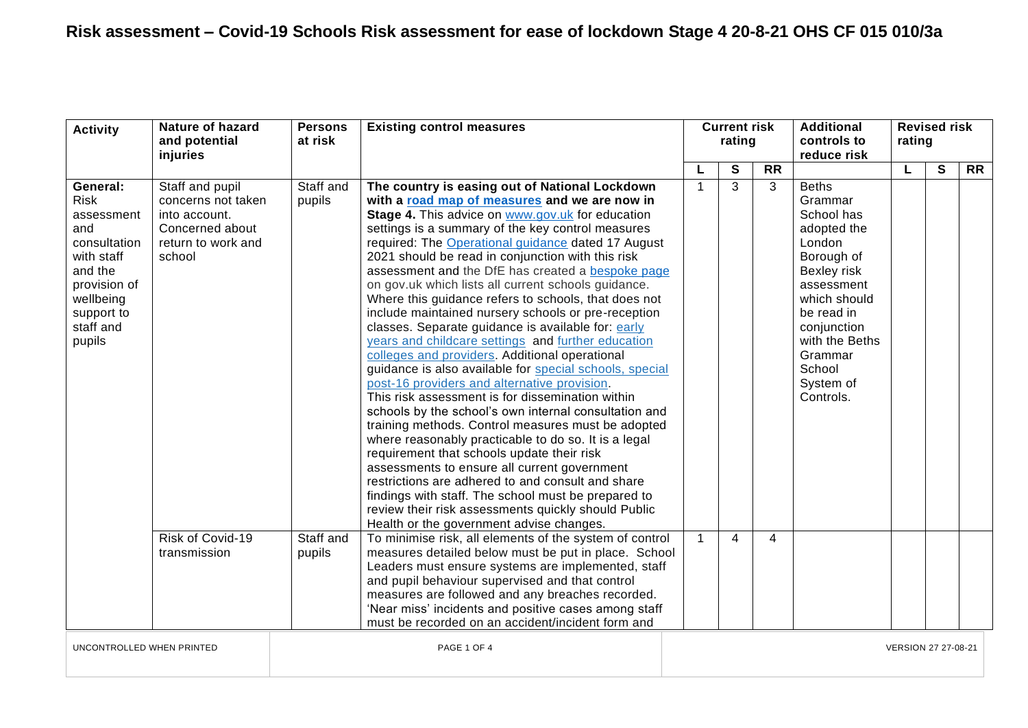# Risk assessment – Covid-19 Schools Risk assessment for ease of lockdown Stage 4 20-8-21 OHS CF 015 010/3a

| Activity | Nature of hazard and potential injuries | Persons at risk | Existing control measures | Current risk rating | | | Additional controls to reduce risk | Revised risk rating | | |
|---|---|---|---|---|---|---|---|---|---|---|
| | | | | L | S | RR | | L | S | RR |
| **General:** Risk assessment and consultation with staff and the provision of wellbeing support to staff and pupils | Staff and pupil concerns not taken into account. Concerned about return to work and school | Staff and pupils | **The country is easing out of National Lockdown with a road map of measures and we are now in Stage 4.** This advice on www.gov.uk for education settings is a summary of the key control measures required: The Operational guidance dated 17 August 2021 should be read in conjunction with this risk assessment and the DfE has created a bespoke page on gov.uk which lists all current schools guidance. Where this guidance refers to schools, that does not include maintained nursery schools or pre-reception classes. Separate guidance is available for: early years and childcare settings and further education colleges and providers. Additional operational guidance is also available for special schools, special post-16 providers and alternative provision. This risk assessment is for dissemination within schools by the school's own internal consultation and training methods. Control measures must be adopted where reasonably practicable to do so. It is a legal requirement that schools update their risk assessments to ensure all current government restrictions are adhered to and consult and share findings with staff. The school must be prepared to review their risk assessments quickly should Public Health or the government advise changes. | 1 | 3 | 3 | Beths Grammar School has adopted the London Borough of Bexley risk assessment which should be read in conjunction with the Beths Grammar School System of Controls. | | | |
| | Risk of Covid-19 transmission | Staff and pupils | To minimise risk, all elements of the system of control measures detailed below must be put in place. School Leaders must ensure systems are implemented, staff and pupil behaviour supervised and that control measures are followed and any breaches recorded. 'Near miss' incidents and positive cases among staff must be recorded on an accident/incident form and | 1 | 4 | 4 | | | | |

UNCONTROLLED WHEN PRINTED — VERSION 27 27-08-21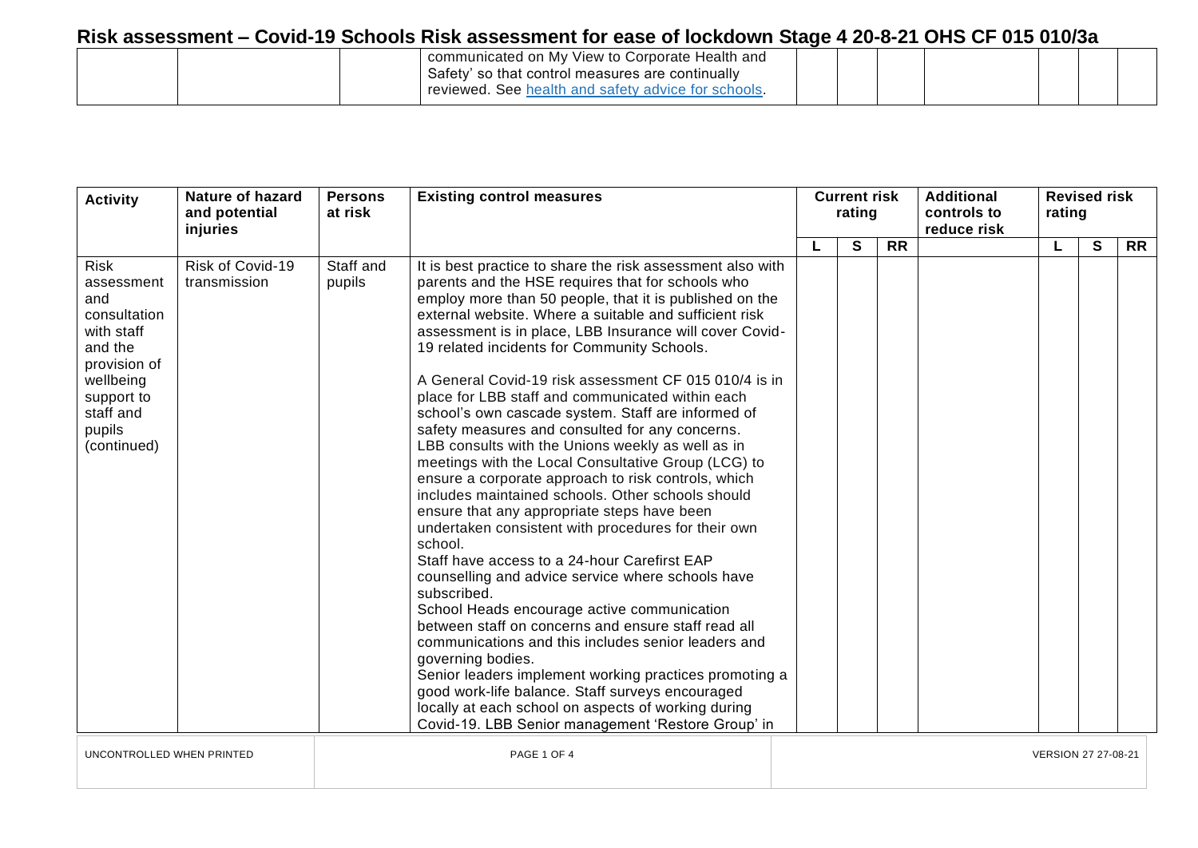| | | | communicated on My View to Corporate Health and Safety' so that control measures are continually reviewed. See [health and safety advice for schools](). | | | | | | | |
|---|---|---|---|---|---|---|---|---|---|---|

| Activity | Nature of hazard and potential injuries | Persons at risk | Existing control measures | Current risk rating | | | Additional controls to reduce risk | Revised risk rating | | |
|---|---|---|---|---|---|---|---|---|---|---|
| | | | | L | S | RR | | L | S | RR |
| Risk assessment and consultation with staff and the provision of wellbeing support to staff and pupils (continued) | Risk of Covid-19 transmission | Staff and pupils | It is best practice to share the risk assessment also with parents and the HSE requires that for schools who employ more than 50 people, that it is published on the external website. Where a suitable and sufficient risk assessment is in place, LBB Insurance will cover Covid-19 related incidents for Community Schools.<br><br>A General Covid-19 risk assessment CF 015 010/4 is in place for LBB staff and communicated within each school's own cascade system. Staff are informed of safety measures and consulted for any concerns. LBB consults with the Unions weekly as well as in meetings with the Local Consultative Group (LCG) to ensure a corporate approach to risk controls, which includes maintained schools. Other schools should ensure that any appropriate steps have been undertaken consistent with procedures for their own school.<br>Staff have access to a 24-hour Carefirst EAP counselling and advice service where schools have subscribed.<br>School Heads encourage active communication between staff on concerns and ensure staff read all communications and this includes senior leaders and governing bodies.<br>Senior leaders implement working practices promoting a good work-life balance. Staff surveys encouraged locally at each school on aspects of working during Covid-19. LBB Senior management 'Restore Group' in | | | | | | | |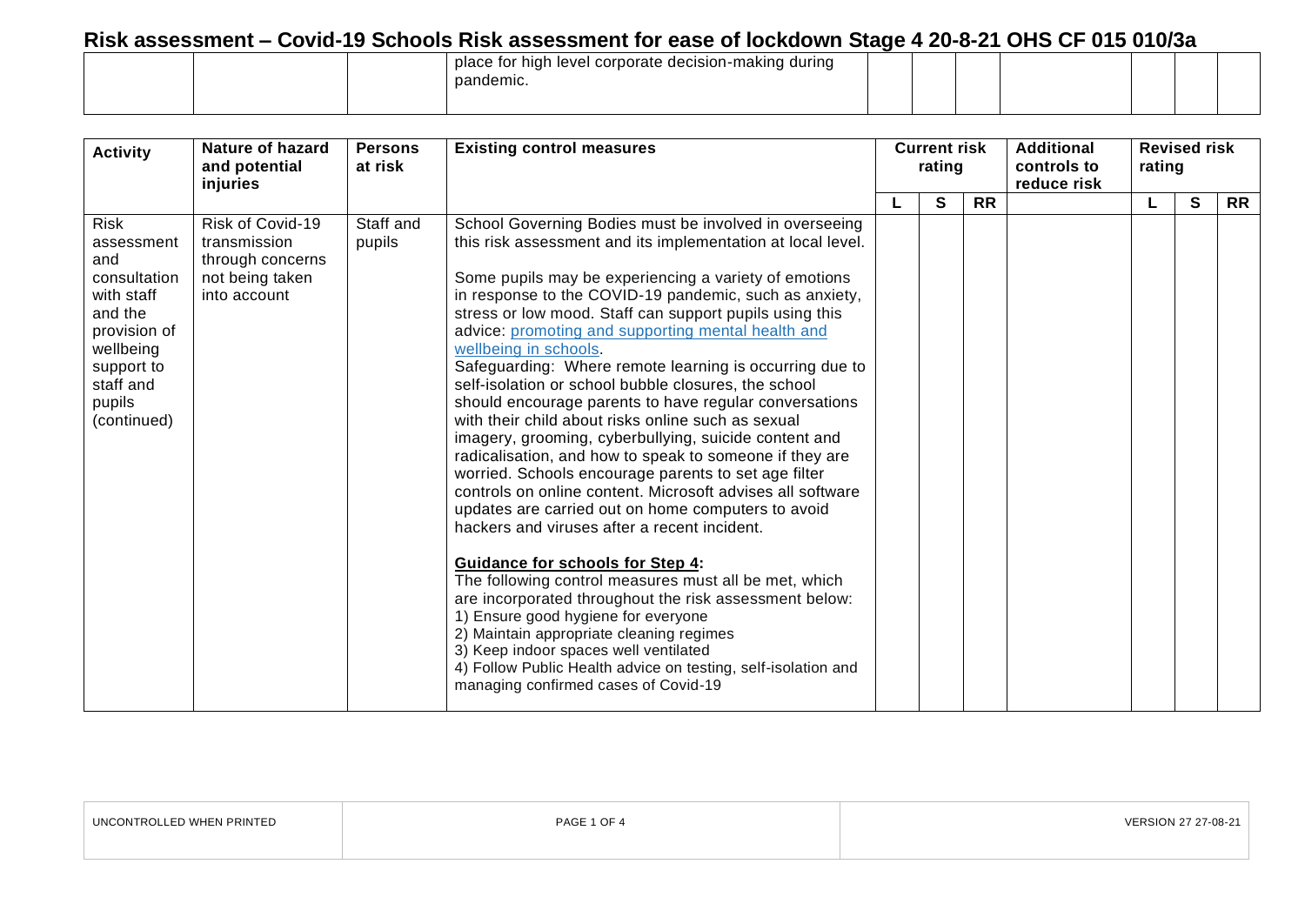# Risk assessment – Covid-19 Schools Risk assessment for ease of lockdown Stage 4 20-8-21 OHS CF 015 010/3a

| | | | | | | | | | | |
|---|---|---|---|---|---|---|---|---|---|---|
| | | | place for high level corporate decision-making during pandemic. | | | | | | | |

| Activity | Nature of hazard and potential injuries | Persons at risk | Existing control measures | Current risk rating | | | Additional controls to reduce risk | Revised risk rating | | |
|---|---|---|---|---|---|---|---|---|---|---|
| | | | | L | S | RR | | L | S | RR |
| Risk assessment and consultation with staff and the provision of wellbeing support to staff and pupils (continued) | Risk of Covid-19 transmission through concerns not being taken into account | Staff and pupils | School Governing Bodies must be involved in overseeing this risk assessment and its implementation at local level.<br><br>Some pupils may be experiencing a variety of emotions in response to the COVID-19 pandemic, such as anxiety, stress or low mood. Staff can support pupils using this advice: [promoting and supporting mental health and wellbeing in schools](). Safeguarding: Where remote learning is occurring due to self-isolation or school bubble closures, the school should encourage parents to have regular conversations with their child about risks online such as sexual imagery, grooming, cyberbullying, suicide content and radicalisation, and how to speak to someone if they are worried. Schools encourage parents to set age filter controls on online content. Microsoft advises all software updates are carried out on home computers to avoid hackers and viruses after a recent incident.<br><br>**Guidance for schools for Step 4:**<br>The following control measures must all be met, which are incorporated throughout the risk assessment below:<br>1) Ensure good hygiene for everyone<br>2) Maintain appropriate cleaning regimes<br>3) Keep indoor spaces well ventilated<br>4) Follow Public Health advice on testing, self-isolation and managing confirmed cases of Covid-19 | | | | | | | |

UNCONTROLLED WHEN PRINTED | VERSION 27 27-08-21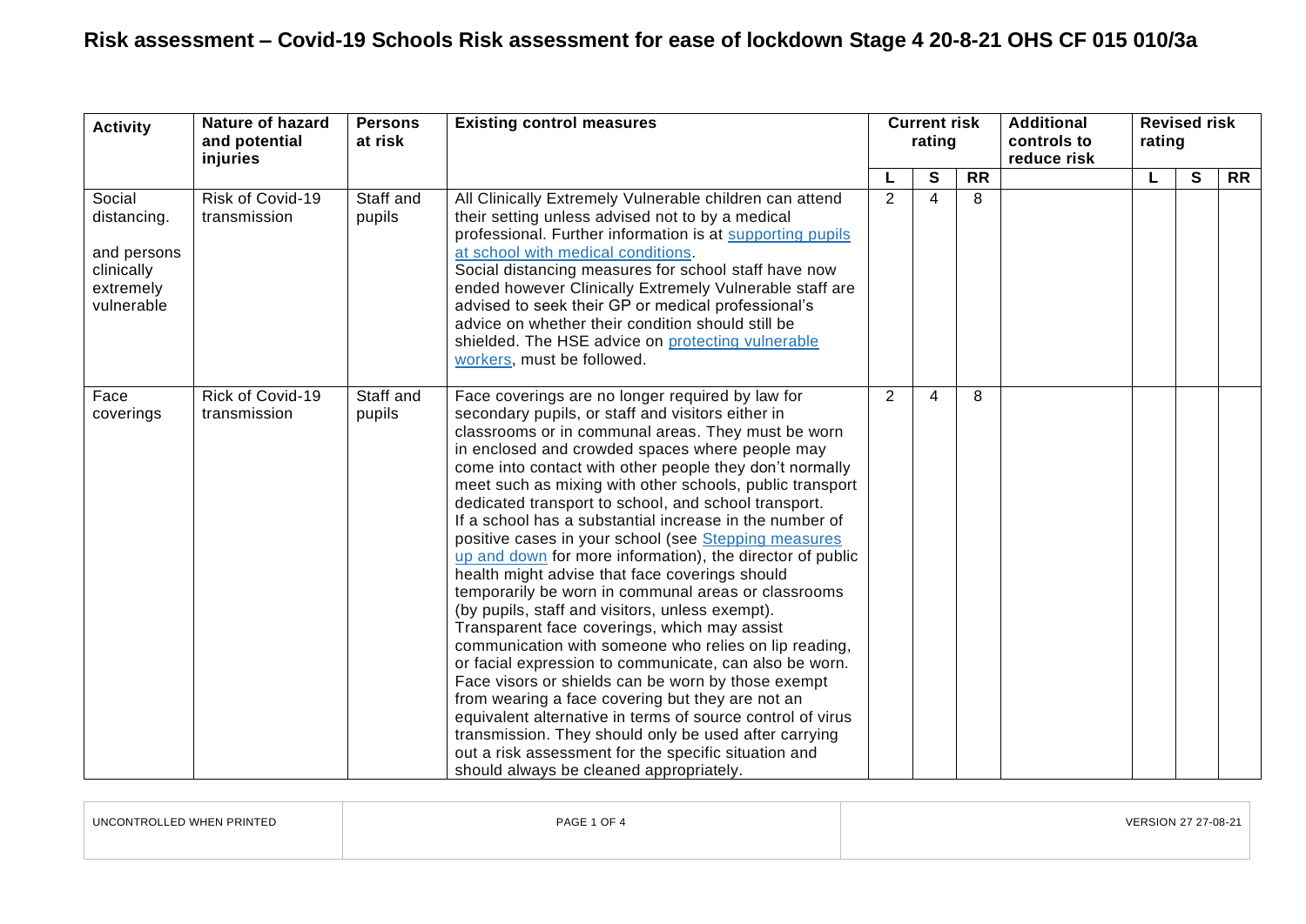# Risk assessment – Covid-19 Schools Risk assessment for ease of lockdown Stage 4 20-8-21 OHS CF 015 010/3a

| Activity | Nature of hazard and potential injuries | Persons at risk | Existing control measures | Current risk rating | | | Additional controls to reduce risk | Revised risk rating | | |
|---|---|---|---|---|---|---|---|---|---|---|
| | | | | L | S | RR | | L | S | RR |
| Social distancing.<br><br>and persons clinically extremely vulnerable | Risk of Covid-19 transmission | Staff and pupils | All Clinically Extremely Vulnerable children can attend their setting unless advised not to by a medical professional. Further information is at supporting pupils at school with medical conditions.<br>Social distancing measures for school staff have now ended however Clinically Extremely Vulnerable staff are advised to seek their GP or medical professional's advice on whether their condition should still be shielded. The HSE advice on protecting vulnerable workers, must be followed. | 2 | 4 | 8 | | | | |
| Face coverings | Rick of Covid-19 transmission | Staff and pupils | Face coverings are no longer required by law for secondary pupils, or staff and visitors either in classrooms or in communal areas. They must be worn in enclosed and crowded spaces where people may come into contact with other people they don't normally meet such as mixing with other schools, public transport dedicated transport to school, and school transport.<br>If a school has a substantial increase in the number of positive cases in your school (see Stepping measures up and down for more information), the director of public health might advise that face coverings should temporarily be worn in communal areas or classrooms (by pupils, staff and visitors, unless exempt).<br>Transparent face coverings, which may assist communication with someone who relies on lip reading, or facial expression to communicate, can also be worn.<br>Face visors or shields can be worn by those exempt from wearing a face covering but they are not an equivalent alternative in terms of source control of virus transmission. They should only be used after carrying out a risk assessment for the specific situation and should always be cleaned appropriately. | 2 | 4 | 8 | | | | |

UNCONTROLLED WHEN PRINTED | VERSION 27 27-08-21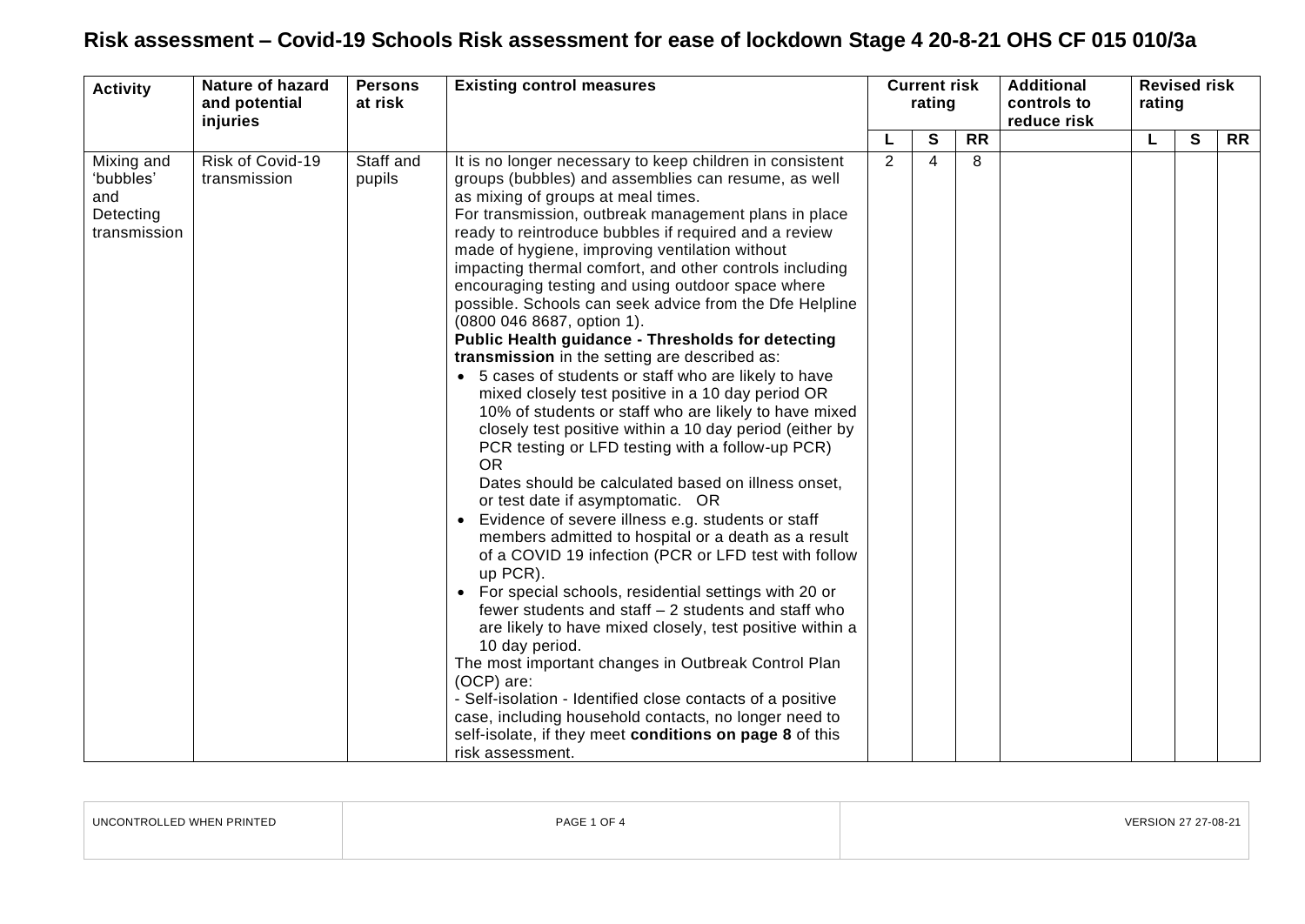# Risk assessment – Covid-19 Schools Risk assessment for ease of lockdown Stage 4 20-8-21 OHS CF 015 010/3a

| Activity | Nature of hazard and potential injuries | Persons at risk | Existing control measures | Current risk rating | | | Additional controls to reduce risk | Revised risk rating | | |
|---|---|---|---|---|---|---|---|---|---|---|
| | | | | L | S | RR | | L | S | RR |
| Mixing and 'bubbles' and Detecting transmission | Risk of Covid-19 transmission | Staff and pupils | It is no longer necessary to keep children in consistent groups (bubbles) and assemblies can resume, as well as mixing of groups at meal times.<br>For transmission, outbreak management plans in place ready to reintroduce bubbles if required and a review made of hygiene, improving ventilation without impacting thermal comfort, and other controls including encouraging testing and using outdoor space where possible. Schools can seek advice from the Dfe Helpline (0800 046 8687, option 1).<br>**Public Health guidance - Thresholds for detecting transmission** in the setting are described as:<br>• 5 cases of students or staff who are likely to have mixed closely test positive in a 10 day period OR 10% of students or staff who are likely to have mixed closely test positive within a 10 day period (either by PCR testing or LFD testing with a follow-up PCR) OR<br>Dates should be calculated based on illness onset, or test date if asymptomatic. OR<br>• Evidence of severe illness e.g. students or staff members admitted to hospital or a death as a result of a COVID 19 infection (PCR or LFD test with follow up PCR).<br>• For special schools, residential settings with 20 or fewer students and staff – 2 students and staff who are likely to have mixed closely, test positive within a 10 day period.<br>The most important changes in Outbreak Control Plan (OCP) are:<br>- Self-isolation - Identified close contacts of a positive case, including household contacts, no longer need to self-isolate, if they meet **conditions on page 8** of this risk assessment. | 2 | 4 | 8 | | | | |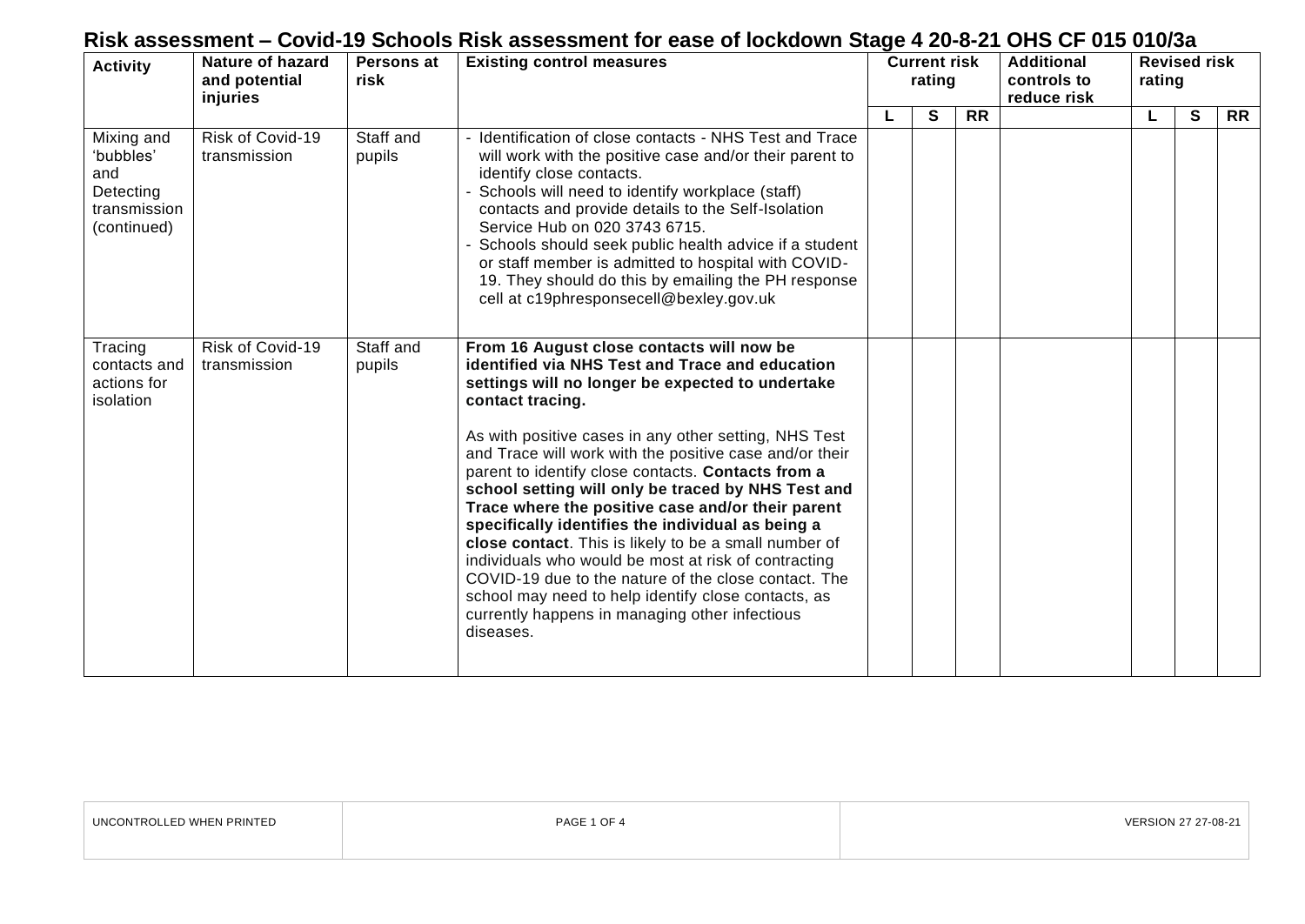# Risk assessment – Covid-19 Schools Risk assessment for ease of lockdown Stage 4 20-8-21 OHS CF 015 010/3a

| Activity | Nature of hazard and potential injuries | Persons at risk | Existing control measures | Current risk rating | | | Additional controls to reduce risk | Revised risk rating | | |
|---|---|---|---|---|---|---|---|---|---|---|
| | | | | L | S | RR | | L | S | RR |
| Mixing and 'bubbles' and Detecting transmission (continued) | Risk of Covid-19 transmission | Staff and pupils | - Identification of close contacts - NHS Test and Trace will work with the positive case and/or their parent to identify close contacts.<br>- Schools will need to identify workplace (staff) contacts and provide details to the Self-Isolation Service Hub on 020 3743 6715.<br>- Schools should seek public health advice if a student or staff member is admitted to hospital with COVID-19. They should do this by emailing the PH response cell at c19phresponsecell@bexley.gov.uk | | | | | | | |
| Tracing contacts and actions for isolation | Risk of Covid-19 transmission | Staff and pupils | **From 16 August close contacts will now be identified via NHS Test and Trace and education settings will no longer be expected to undertake contact tracing.**<br><br>As with positive cases in any other setting, NHS Test and Trace will work with the positive case and/or their parent to identify close contacts. **Contacts from a school setting will only be traced by NHS Test and Trace where the positive case and/or their parent specifically identifies the individual as being a close contact**. This is likely to be a small number of individuals who would be most at risk of contracting COVID-19 due to the nature of the close contact. The school may need to help identify close contacts, as currently happens in managing other infectious diseases. | | | | | | | |

UNCONTROLLED WHEN PRINTED | VERSION 27 27-08-21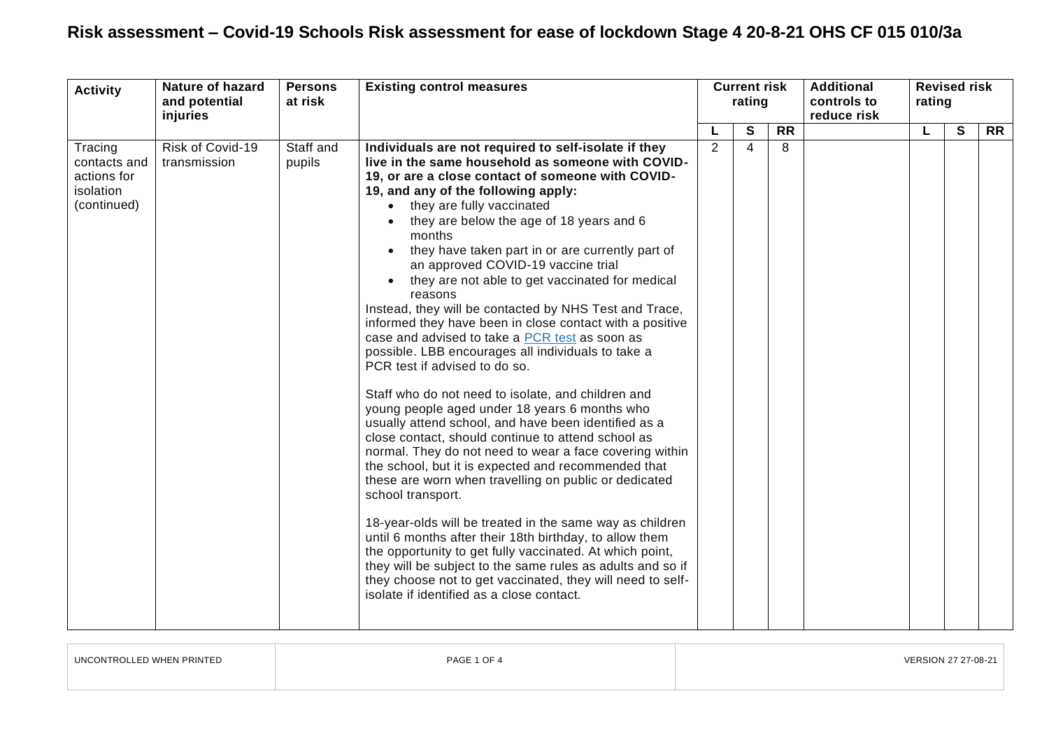# Risk assessment – Covid-19 Schools Risk assessment for ease of lockdown Stage 4 20-8-21 OHS CF 015 010/3a

| Activity | Nature of hazard and potential injuries | Persons at risk | Existing control measures | Current risk rating | | | Additional controls to reduce risk | Revised risk rating | | |
|---|---|---|---|---|---|---|---|---|---|---|
| | | | | L | S | RR | | L | S | RR |
| Tracing contacts and actions for isolation (continued) | Risk of Covid-19 transmission | Staff and pupils | **Individuals are not required to self-isolate if they live in the same household as someone with COVID-19, or are a close contact of someone with COVID-19, and any of the following apply:**<br>• they are fully vaccinated<br>• they are below the age of 18 years and 6 months<br>• they have taken part in or are currently part of an approved COVID-19 vaccine trial<br>• they are not able to get vaccinated for medical reasons<br>Instead, they will be contacted by NHS Test and Trace, informed they have been in close contact with a positive case and advised to take a PCR test as soon as possible. LBB encourages all individuals to take a PCR test if advised to do so.<br><br>Staff who do not need to isolate, and children and young people aged under 18 years 6 months who usually attend school, and have been identified as a close contact, should continue to attend school as normal. They do not need to wear a face covering within the school, but it is expected and recommended that these are worn when travelling on public or dedicated school transport.<br><br>18-year-olds will be treated in the same way as children until 6 months after their 18th birthday, to allow them the opportunity to get fully vaccinated. At which point, they will be subject to the same rules as adults and so if they choose not to get vaccinated, they will need to self-isolate if identified as a close contact. | 2 | 4 | 8 | | | | |

UNCONTROLLED WHEN PRINTED | VERSION 27 27-08-21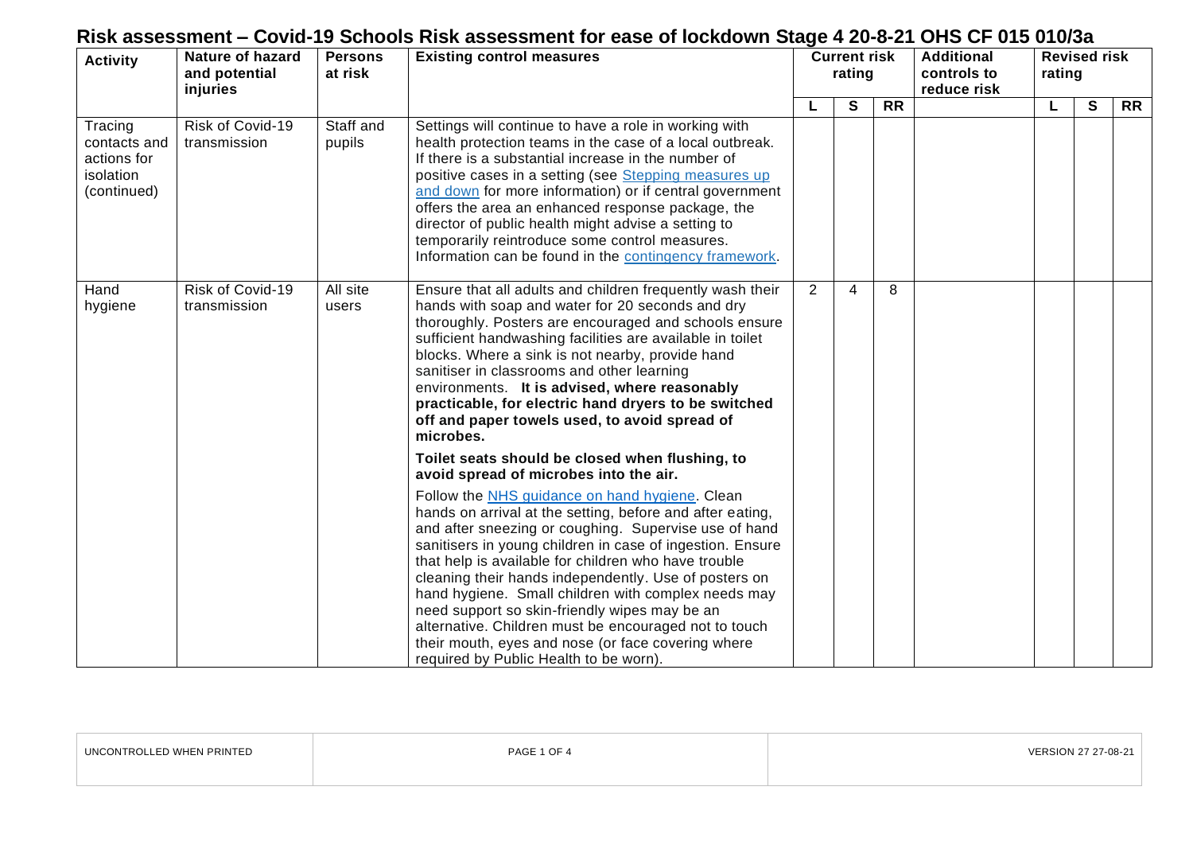# Risk assessment – Covid-19 Schools Risk assessment for ease of lockdown Stage 4 20-8-21 OHS CF 015 010/3a

| Activity | Nature of hazard and potential injuries | Persons at risk | Existing control measures | Current risk rating | | | Additional controls to reduce risk | Revised risk rating | | |
|---|---|---|---|---|---|---|---|---|---|---|
| | | | | **L** | **S** | **RR** | | **L** | **S** | **RR** |
| Tracing contacts and actions for isolation (continued) | Risk of Covid-19 transmission | Staff and pupils | Settings will continue to have a role in working with health protection teams in the case of a local outbreak. If there is a substantial increase in the number of positive cases in a setting (see Stepping measures up and down for more information) or if central government offers the area an enhanced response package, the director of public health might advise a setting to temporarily reintroduce some control measures. Information can be found in the contingency framework. | | | | | | | |
| Hand hygiene | Risk of Covid-19 transmission | All site users | Ensure that all adults and children frequently wash their hands with soap and water for 20 seconds and dry thoroughly. Posters are encouraged and schools ensure sufficient handwashing facilities are available in toilet blocks. Where a sink is not nearby, provide hand sanitiser in classrooms and other learning environments. **It is advised, where reasonably practicable, for electric hand dryers to be switched off and paper towels used, to avoid spread of microbes.** <br><br> **Toilet seats should be closed when flushing, to avoid spread of microbes into the air.** <br><br> Follow the NHS guidance on hand hygiene. Clean hands on arrival at the setting, before and after eating, and after sneezing or coughing. Supervise use of hand sanitisers in young children in case of ingestion. Ensure that help is available for children who have trouble cleaning their hands independently. Use of posters on hand hygiene. Small children with complex needs may need support so skin-friendly wipes may be an alternative. Children must be encouraged not to touch their mouth, eyes and nose (or face covering where required by Public Health to be worn). | 2 | 4 | 8 | | | | |

UNCONTROLLED WHEN PRINTED | VERSION 27 27-08-21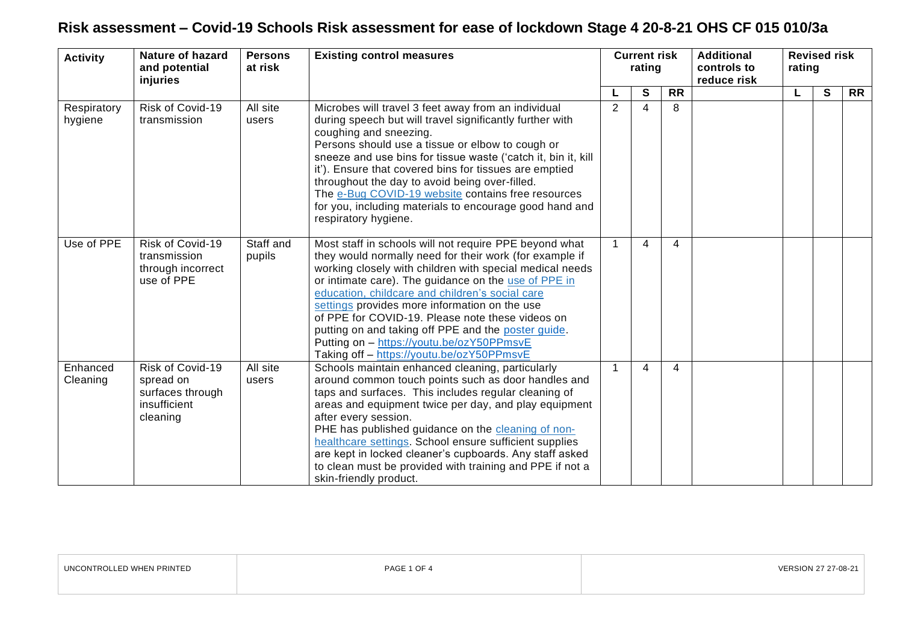# Risk assessment – Covid-19 Schools Risk assessment for ease of lockdown Stage 4 20-8-21 OHS CF 015 010/3a

| Activity | Nature of hazard and potential injuries | Persons at risk | Existing control measures | Current risk rating | | | Additional controls to reduce risk | Revised risk rating | | |
|---|---|---|---|---|---|---|---|---|---|---|
| | | | | L | S | RR | | L | S | RR |
| Respiratory hygiene | Risk of Covid-19 transmission | All site users | Microbes will travel 3 feet away from an individual during speech but will travel significantly further with coughing and sneezing. Persons should use a tissue or elbow to cough or sneeze and use bins for tissue waste ('catch it, bin it, kill it'). Ensure that covered bins for tissues are emptied throughout the day to avoid being over-filled. The e-Bug COVID-19 website contains free resources for you, including materials to encourage good hand and respiratory hygiene. | 2 | 4 | 8 | | | | |
| Use of PPE | Risk of Covid-19 transmission through incorrect use of PPE | Staff and pupils | Most staff in schools will not require PPE beyond what they would normally need for their work (for example if working closely with children with special medical needs or intimate care). The guidance on the use of PPE in education, childcare and children's social care settings provides more information on the use of PPE for COVID-19. Please note these videos on putting on and taking off PPE and the poster guide. Putting on – https://youtu.be/ozY50PPmsvE Taking off – https://youtu.be/ozY50PPmsvE | 1 | 4 | 4 | | | | |
| Enhanced Cleaning | Risk of Covid-19 spread on surfaces through insufficient cleaning | All site users | Schools maintain enhanced cleaning, particularly around common touch points such as door handles and taps and surfaces. This includes regular cleaning of areas and equipment twice per day, and play equipment after every session. PHE has published guidance on the cleaning of non-healthcare settings. School ensure sufficient supplies are kept in locked cleaner's cupboards. Any staff asked to clean must be provided with training and PPE if not a skin-friendly product. | 1 | 4 | 4 | | | | |

UNCONTROLLED WHEN PRINTED

VERSION 27 27-08-21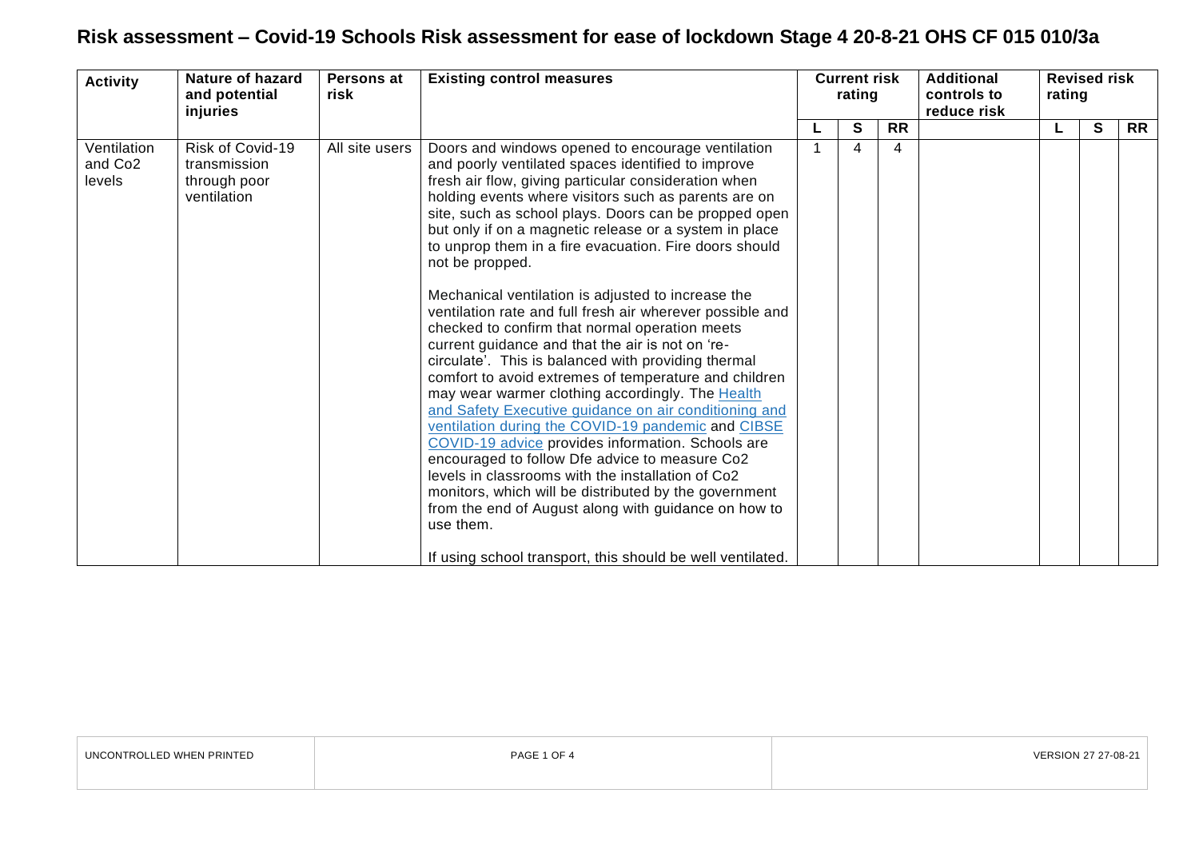# Risk assessment – Covid-19 Schools Risk assessment for ease of lockdown Stage 4 20-8-21 OHS CF 015 010/3a

| Activity | Nature of hazard and potential injuries | Persons at risk | Existing control measures | Current risk rating | | | Additional controls to reduce risk | Revised risk rating | | |
|---|---|---|---|---|---|---|---|---|---|---|
| | | | | L | S | RR | | L | S | RR |
| Ventilation and Co2 levels | Risk of Covid-19 transmission through poor ventilation | All site users | Doors and windows opened to encourage ventilation and poorly ventilated spaces identified to improve fresh air flow, giving particular consideration when holding events where visitors such as parents are on site, such as school plays. Doors can be propped open but only if on a magnetic release or a system in place to unprop them in a fire evacuation. Fire doors should not be propped.<br><br>Mechanical ventilation is adjusted to increase the ventilation rate and full fresh air wherever possible and checked to confirm that normal operation meets current guidance and that the air is not on 're-circulate'. This is balanced with providing thermal comfort to avoid extremes of temperature and children may wear warmer clothing accordingly. The Health and Safety Executive guidance on air conditioning and ventilation during the COVID-19 pandemic and CIBSE COVID-19 advice provides information. Schools are encouraged to follow Dfe advice to measure Co2 levels in classrooms with the installation of Co2 monitors, which will be distributed by the government from the end of August along with guidance on how to use them.<br><br>If using school transport, this should be well ventilated. | 1 | 4 | 4 | | | | |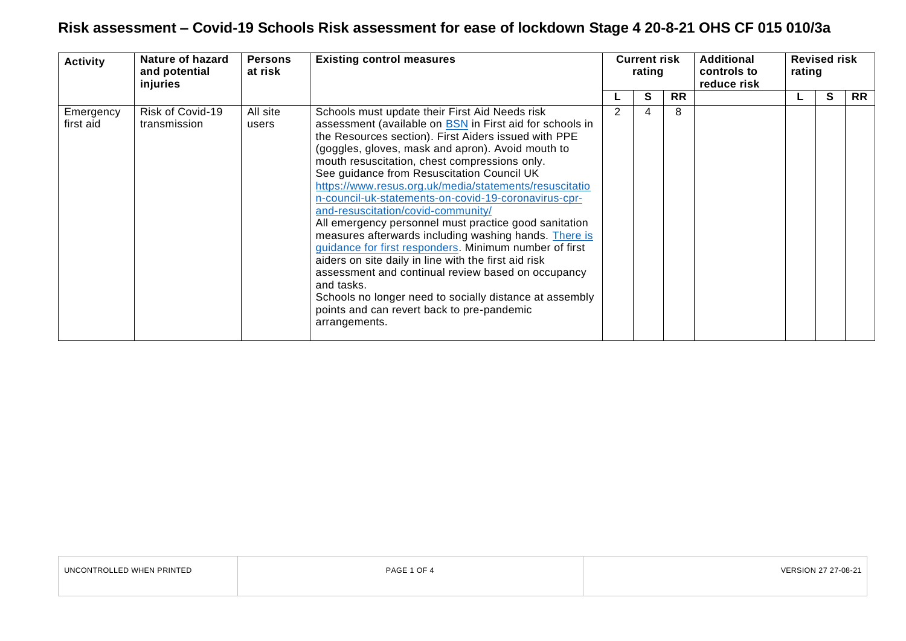# Risk assessment – Covid-19 Schools Risk assessment for ease of lockdown Stage 4 20-8-21 OHS CF 015 010/3a

| Activity | Nature of hazard and potential injuries | Persons at risk | Existing control measures | Current risk rating | | | Additional controls to reduce risk | Revised risk rating | | |
|---|---|---|---|---|---|---|---|---|---|---|
| | | | | L | S | RR | | L | S | RR |
| Emergency first aid | Risk of Covid-19 transmission | All site users | Schools must update their First Aid Needs risk assessment (available on [BSN](#) in First aid for schools in the Resources section). First Aiders issued with PPE (goggles, gloves, mask and apron). Avoid mouth to mouth resuscitation, chest compressions only. See guidance from Resuscitation Council UK [https://www.resus.org.uk/media/statements/resuscitation-council-uk-statements-on-covid-19-coronavirus-cpr-and-resuscitation/covid-community/](https://www.resus.org.uk/media/statements/resuscitation-council-uk-statements-on-covid-19-coronavirus-cpr-and-resuscitation/covid-community/) All emergency personnel must practice good sanitation measures afterwards including washing hands. [There is guidance for first responders](#). Minimum number of first aiders on site daily in line with the first aid risk assessment and continual review based on occupancy and tasks. Schools no longer need to socially distance at assembly points and can revert back to pre-pandemic arrangements. | 2 | 4 | 8 | | | | |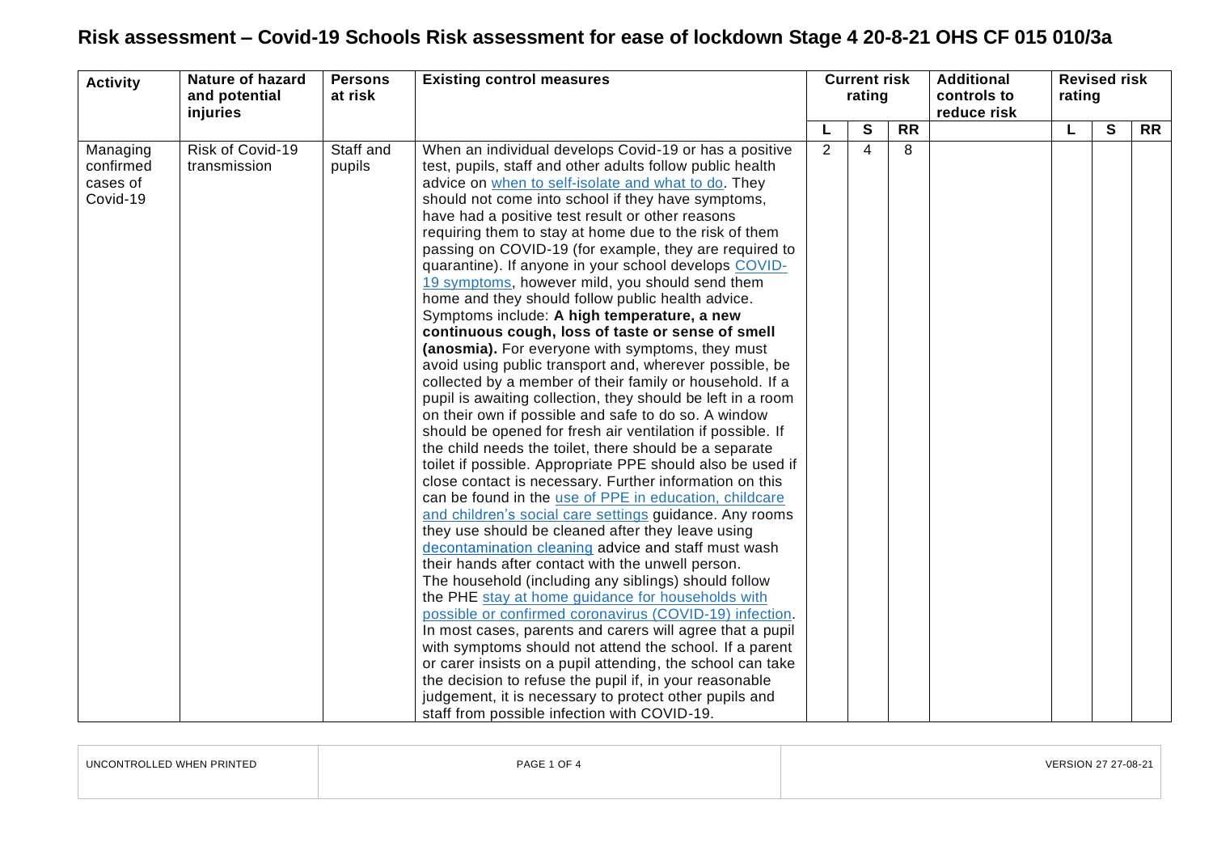# Risk assessment – Covid-19 Schools Risk assessment for ease of lockdown Stage 4 20-8-21 OHS CF 015 010/3a

| Activity | Nature of hazard and potential injuries | Persons at risk | Existing control measures | Current risk rating | | | Additional controls to reduce risk | Revised risk rating | | |
|---|---|---|---|---|---|---|---|---|---|---|
| | | | | L | S | RR | | L | S | RR |
| Managing confirmed cases of Covid-19 | Risk of Covid-19 transmission | Staff and pupils | When an individual develops Covid-19 or has a positive test, pupils, staff and other adults follow public health advice on when to self-isolate and what to do. They should not come into school if they have symptoms, have had a positive test result or other reasons requiring them to stay at home due to the risk of them passing on COVID-19 (for example, they are required to quarantine). If anyone in your school develops COVID-19 symptoms, however mild, you should send them home and they should follow public health advice. Symptoms include: **A high temperature, a new continuous cough, loss of taste or sense of smell (anosmia).** For everyone with symptoms, they must avoid using public transport and, wherever possible, be collected by a member of their family or household. If a pupil is awaiting collection, they should be left in a room on their own if possible and safe to do so. A window should be opened for fresh air ventilation if possible. If the child needs the toilet, there should be a separate toilet if possible. Appropriate PPE should also be used if close contact is necessary. Further information on this can be found in the use of PPE in education, childcare and children's social care settings guidance. Any rooms they use should be cleaned after they leave using decontamination cleaning advice and staff must wash their hands after contact with the unwell person. The household (including any siblings) should follow the PHE stay at home guidance for households with possible or confirmed coronavirus (COVID-19) infection. In most cases, parents and carers will agree that a pupil with symptoms should not attend the school. If a parent or carer insists on a pupil attending, the school can take the decision to refuse the pupil if, in your reasonable judgement, it is necessary to protect other pupils and staff from possible infection with COVID-19. | 2 | 4 | 8 | | | | |

UNCONTROLLED WHEN PRINTED | VERSION 27 27-08-21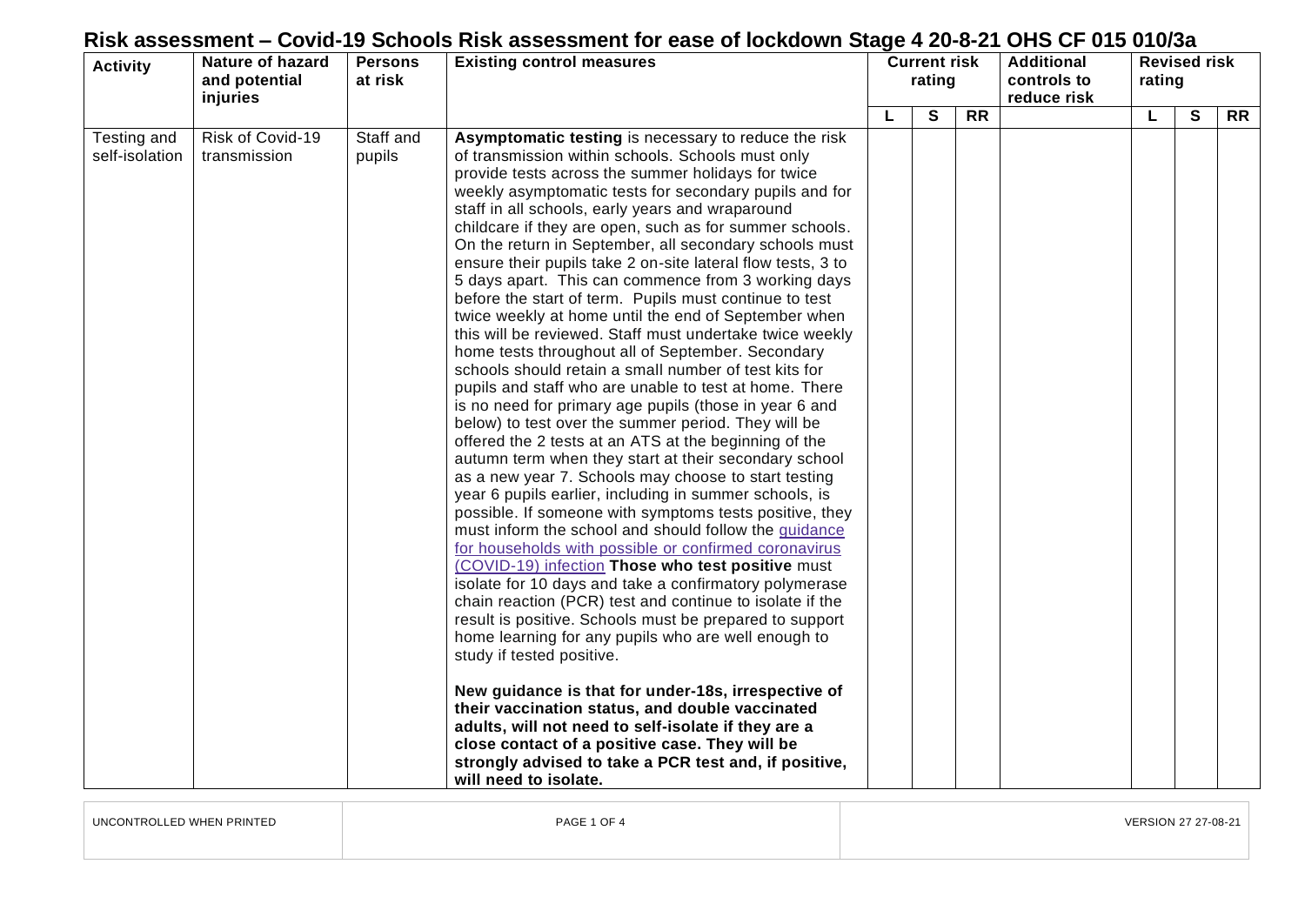# Risk assessment – Covid-19 Schools Risk assessment for ease of lockdown Stage 4 20-8-21 OHS CF 015 010/3a

| Activity | Nature of hazard and potential injuries | Persons at risk | Existing control measures | Current risk rating | | | Additional controls to reduce risk | Revised risk rating | | |
|---|---|---|---|---|---|---|---|---|---|---|
| | | | | L | S | RR | | L | S | RR |
| Testing and self-isolation | Risk of Covid-19 transmission | Staff and pupils | **Asymptomatic testing** is necessary to reduce the risk of transmission within schools. Schools must only provide tests across the summer holidays for twice weekly asymptomatic tests for secondary pupils and for staff in all schools, early years and wraparound childcare if they are open, such as for summer schools. On the return in September, all secondary schools must ensure their pupils take 2 on-site lateral flow tests, 3 to 5 days apart. This can commence from 3 working days before the start of term. Pupils must continue to test twice weekly at home until the end of September when this will be reviewed. Staff must undertake twice weekly home tests throughout all of September. Secondary schools should retain a small number of test kits for pupils and staff who are unable to test at home. There is no need for primary age pupils (those in year 6 and below) to test over the summer period. They will be offered the 2 tests at an ATS at the beginning of the autumn term when they start at their secondary school as a new year 7. Schools may choose to start testing year 6 pupils earlier, including in summer schools, is possible. If someone with symptoms tests positive, they must inform the school and should follow the guidance for households with possible or confirmed coronavirus (COVID-19) infection **Those who test positive** must isolate for 10 days and take a confirmatory polymerase chain reaction (PCR) test and continue to isolate if the result is positive. Schools must be prepared to support home learning for any pupils who are well enough to study if tested positive.<br><br>**New guidance is that for under-18s, irrespective of their vaccination status, and double vaccinated adults, will not need to self-isolate if they are a close contact of a positive case. They will be strongly advised to take a PCR test and, if positive, will need to isolate.** | | | | | | | |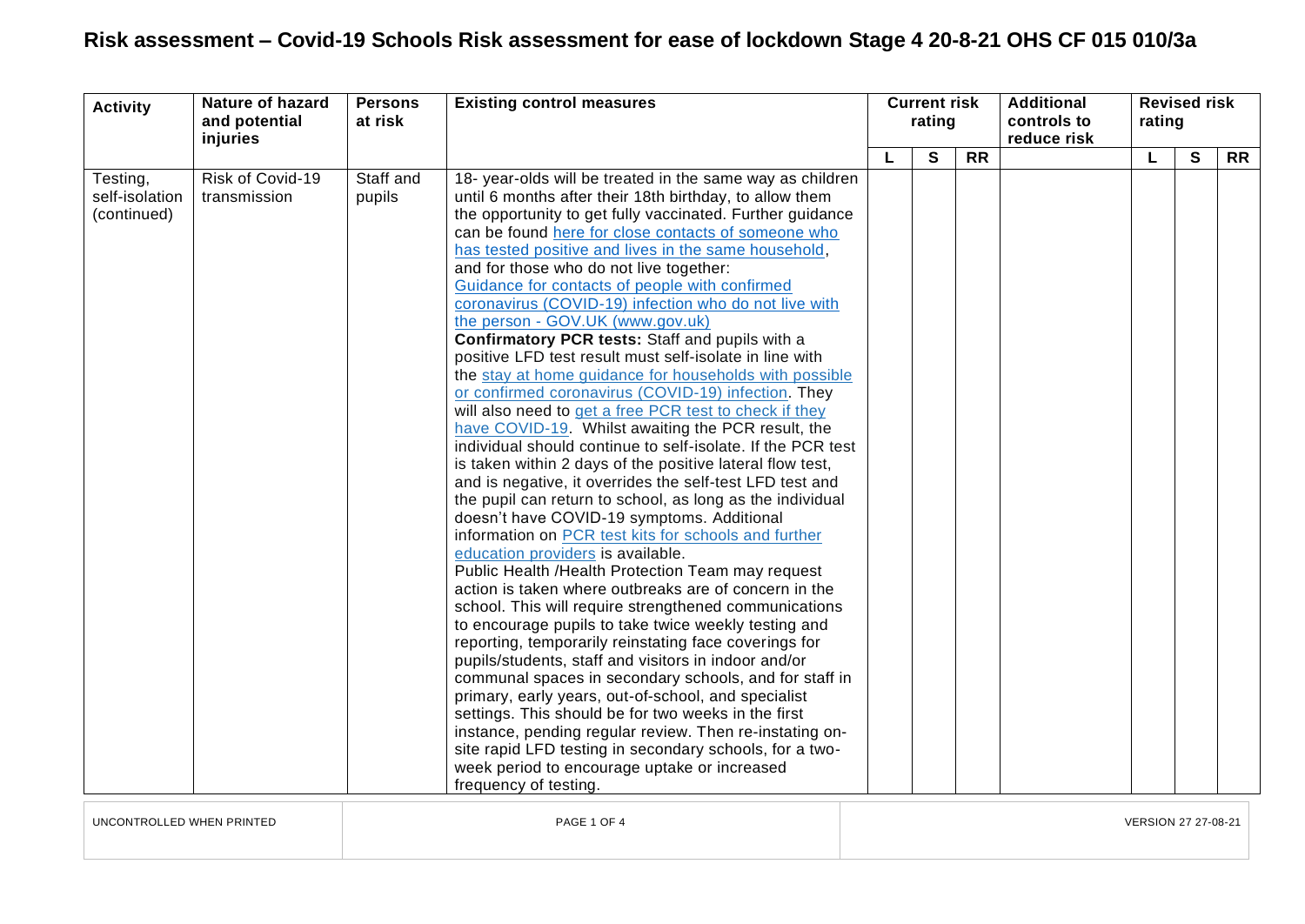# Risk assessment – Covid-19 Schools Risk assessment for ease of lockdown Stage 4 20-8-21 OHS CF 015 010/3a

| Activity | Nature of hazard and potential injuries | Persons at risk | Existing control measures | Current risk rating | | | Additional controls to reduce risk | Revised risk rating | | |
|---|---|---|---|---|---|---|---|---|---|---|
| | | | | L | S | RR | | L | S | RR |
| Testing, self-isolation (continued) | Risk of Covid-19 transmission | Staff and pupils | 18- year-olds will be treated in the same way as children until 6 months after their 18th birthday, to allow them the opportunity to get fully vaccinated. Further guidance can be found here for close contacts of someone who has tested positive and lives in the same household, and for those who do not live together: Guidance for contacts of people with confirmed coronavirus (COVID-19) infection who do not live with the person - GOV.UK (www.gov.uk) **Confirmatory PCR tests:** Staff and pupils with a positive LFD test result must self-isolate in line with the stay at home guidance for households with possible or confirmed coronavirus (COVID-19) infection. They will also need to get a free PCR test to check if they have COVID-19. Whilst awaiting the PCR result, the individual should continue to self-isolate. If the PCR test is taken within 2 days of the positive lateral flow test, and is negative, it overrides the self-test LFD test and the pupil can return to school, as long as the individual doesn't have COVID-19 symptoms. Additional information on PCR test kits for schools and further education providers is available. Public Health /Health Protection Team may request action is taken where outbreaks are of concern in the school. This will require strengthened communications to encourage pupils to take twice weekly testing and reporting, temporarily reinstating face coverings for pupils/students, staff and visitors in indoor and/or communal spaces in secondary schools, and for staff in primary, early years, out-of-school, and specialist settings. This should be for two weeks in the first instance, pending regular review. Then re-instating on-site rapid LFD testing in secondary schools, for a two-week period to encourage uptake or increased frequency of testing. | | | | | | | |

UNCONTROLLED WHEN PRINTED

VERSION 27 27-08-21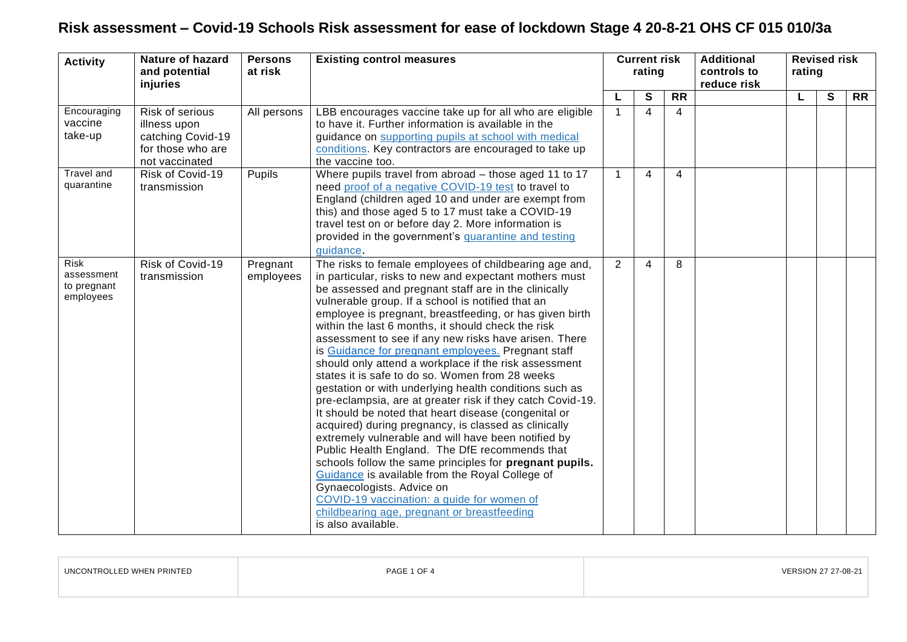# Risk assessment – Covid-19 Schools Risk assessment for ease of lockdown Stage 4 20-8-21 OHS CF 015 010/3a

| Activity | Nature of hazard and potential injuries | Persons at risk | Existing control measures | Current risk rating | | | Additional controls to reduce risk | Revised risk rating | | |
|---|---|---|---|---|---|---|---|---|---|---|
| | | | | L | S | RR | | L | S | RR |
| Encouraging vaccine take-up | Risk of serious illness upon catching Covid-19 for those who are not vaccinated | All persons | LBB encourages vaccine take up for all who are eligible to have it. Further information is available in the guidance on supporting pupils at school with medical conditions. Key contractors are encouraged to take up the vaccine too. | 1 | 4 | 4 | | | | |
| Travel and quarantine | Risk of Covid-19 transmission | Pupils | Where pupils travel from abroad – those aged 11 to 17 need proof of a negative COVID-19 test to travel to England (children aged 10 and under are exempt from this) and those aged 5 to 17 must take a COVID-19 travel test on or before day 2. More information is provided in the government's quarantine and testing guidance. | 1 | 4 | 4 | | | | |
| Risk assessment to pregnant employees | Risk of Covid-19 transmission | Pregnant employees | The risks to female employees of childbearing age and, in particular, risks to new and expectant mothers must be assessed and pregnant staff are in the clinically vulnerable group. If a school is notified that an employee is pregnant, breastfeeding, or has given birth within the last 6 months, it should check the risk assessment to see if any new risks have arisen. There is Guidance for pregnant employees. Pregnant staff should only attend a workplace if the risk assessment states it is safe to do so. Women from 28 weeks gestation or with underlying health conditions such as pre-eclampsia, are at greater risk if they catch Covid-19. It should be noted that heart disease (congenital or acquired) during pregnancy, is classed as clinically extremely vulnerable and will have been notified by Public Health England. The DfE recommends that schools follow the same principles for **pregnant pupils.** Guidance is available from the Royal College of Gynaecologists. Advice on COVID-19 vaccination: a guide for women of childbearing age, pregnant or breastfeeding is also available. | 2 | 4 | 8 | | | | |

UNCONTROLLED WHEN PRINTED

VERSION 27 27-08-21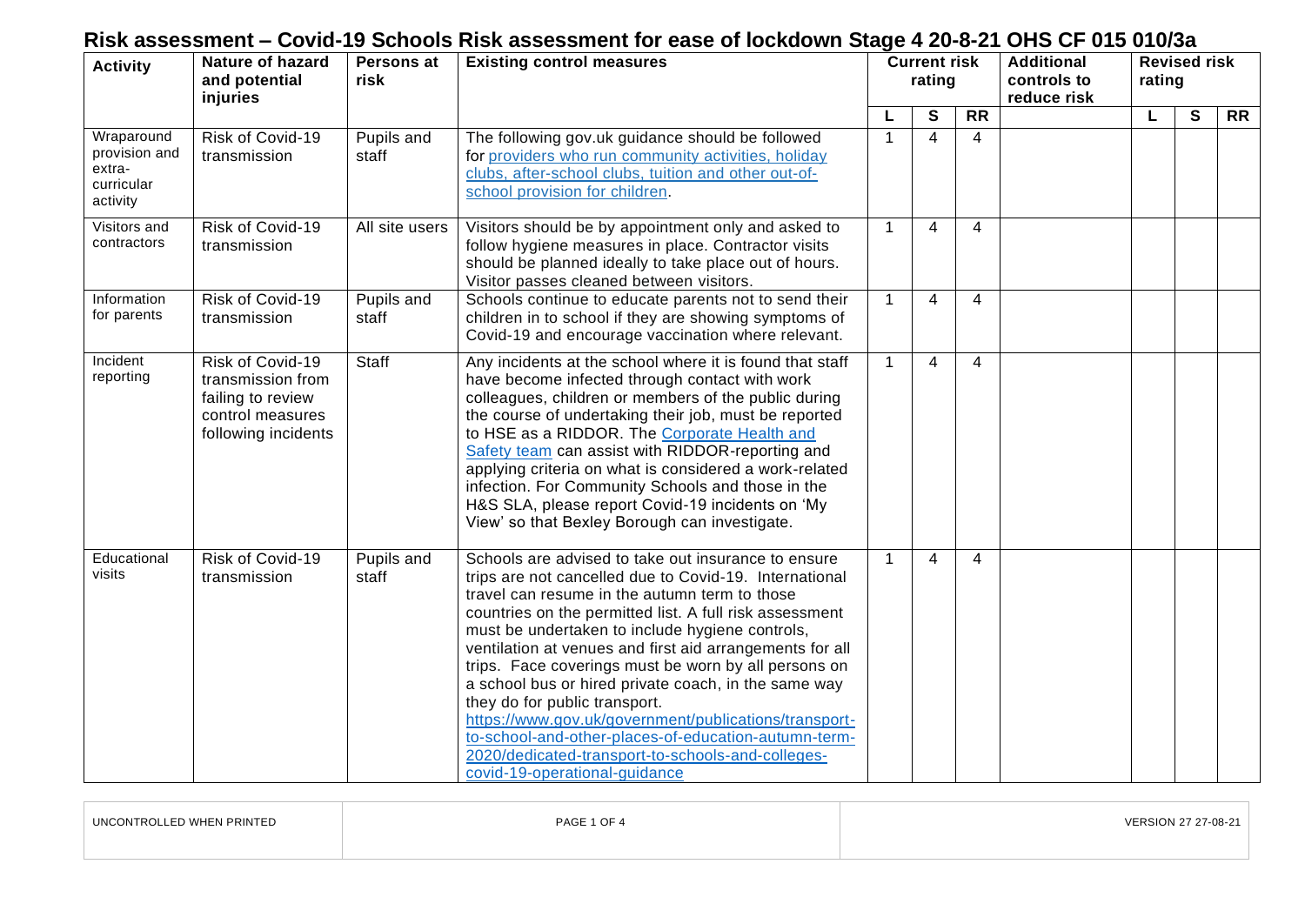# Risk assessment – Covid-19 Schools Risk assessment for ease of lockdown Stage 4 20-8-21 OHS CF 015 010/3a

| Activity | Nature of hazard and potential injuries | Persons at risk | Existing control measures | Current risk rating | | | Additional controls to reduce risk | Revised risk rating | | |
|---|---|---|---|---|---|---|---|---|---|---|
| | | | | L | S | RR | | L | S | RR |
| Wraparound provision and extra-curricular activity | Risk of Covid-19 transmission | Pupils and staff | The following gov.uk guidance should be followed for providers who run community activities, holiday clubs, after-school clubs, tuition and other out-of-school provision for children. | 1 | 4 | 4 | | | | |
| Visitors and contractors | Risk of Covid-19 transmission | All site users | Visitors should be by appointment only and asked to follow hygiene measures in place. Contractor visits should be planned ideally to take place out of hours. Visitor passes cleaned between visitors. | 1 | 4 | 4 | | | | |
| Information for parents | Risk of Covid-19 transmission | Pupils and staff | Schools continue to educate parents not to send their children in to school if they are showing symptoms of Covid-19 and encourage vaccination where relevant. | 1 | 4 | 4 | | | | |
| Incident reporting | Risk of Covid-19 transmission from failing to review control measures following incidents | Staff | Any incidents at the school where it is found that staff have become infected through contact with work colleagues, children or members of the public during the course of undertaking their job, must be reported to HSE as a RIDDOR. The Corporate Health and Safety team can assist with RIDDOR-reporting and applying criteria on what is considered a work-related infection. For Community Schools and those in the H&S SLA, please report Covid-19 incidents on 'My View' so that Bexley Borough can investigate. | 1 | 4 | 4 | | | | |
| Educational visits | Risk of Covid-19 transmission | Pupils and staff | Schools are advised to take out insurance to ensure trips are not cancelled due to Covid-19. International travel can resume in the autumn term to those countries on the permitted list. A full risk assessment must be undertaken to include hygiene controls, ventilation at venues and first aid arrangements for all trips. Face coverings must be worn by all persons on a school bus or hired private coach, in the same way they do for public transport. https://www.gov.uk/government/publications/transport-to-school-and-other-places-of-education-autumn-term-2020/dedicated-transport-to-schools-and-colleges-covid-19-operational-guidance | 1 | 4 | 4 | | | | |

UNCONTROLLED WHEN PRINTED | VERSION 27 27-08-21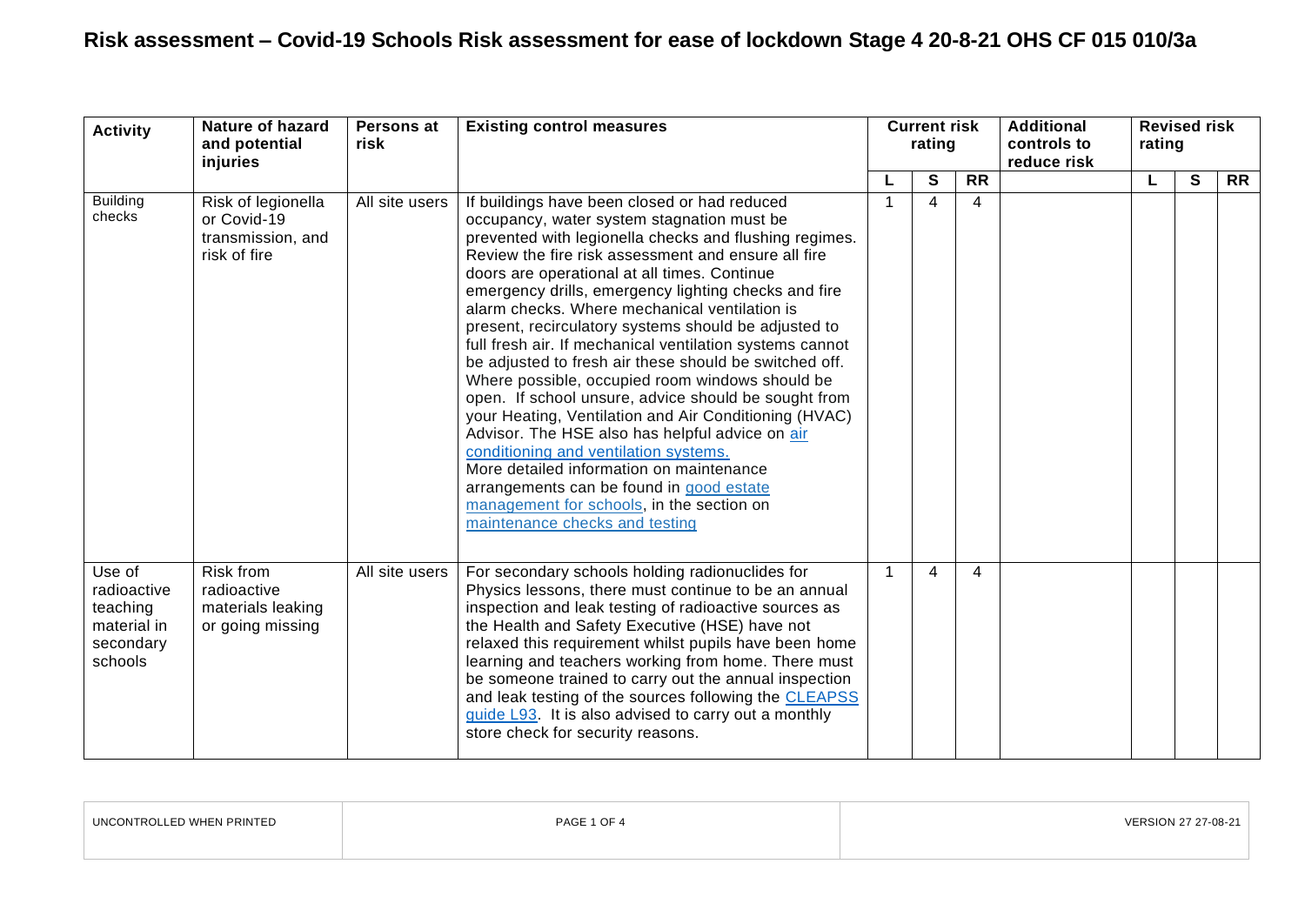# Risk assessment – Covid-19 Schools Risk assessment for ease of lockdown Stage 4 20-8-21 OHS CF 015 010/3a

| Activity | Nature of hazard and potential injuries | Persons at risk | Existing control measures | Current risk rating | | | Additional controls to reduce risk | Revised risk rating | | |
|---|---|---|---|---|---|---|---|---|---|---|
| | | | | L | S | RR | | L | S | RR |
| Building checks | Risk of legionella or Covid-19 transmission, and risk of fire | All site users | If buildings have been closed or had reduced occupancy, water system stagnation must be prevented with legionella checks and flushing regimes. Review the fire risk assessment and ensure all fire doors are operational at all times. Continue emergency drills, emergency lighting checks and fire alarm checks. Where mechanical ventilation is present, recirculatory systems should be adjusted to full fresh air. If mechanical ventilation systems cannot be adjusted to fresh air these should be switched off. Where possible, occupied room windows should be open. If school unsure, advice should be sought from your Heating, Ventilation and Air Conditioning (HVAC) Advisor. The HSE also has helpful advice on air conditioning and ventilation systems. More detailed information on maintenance arrangements can be found in good estate management for schools, in the section on maintenance checks and testing | 1 | 4 | 4 | | | | |
| Use of radioactive teaching material in secondary schools | Risk from radioactive materials leaking or going missing | All site users | For secondary schools holding radionuclides for Physics lessons, there must continue to be an annual inspection and leak testing of radioactive sources as the Health and Safety Executive (HSE) have not relaxed this requirement whilst pupils have been home learning and teachers working from home. There must be someone trained to carry out the annual inspection and leak testing of the sources following the CLEAPSS guide L93. It is also advised to carry out a monthly store check for security reasons. | 1 | 4 | 4 | | | | |

UNCONTROLLED WHEN PRINTED | VERSION 27 27-08-21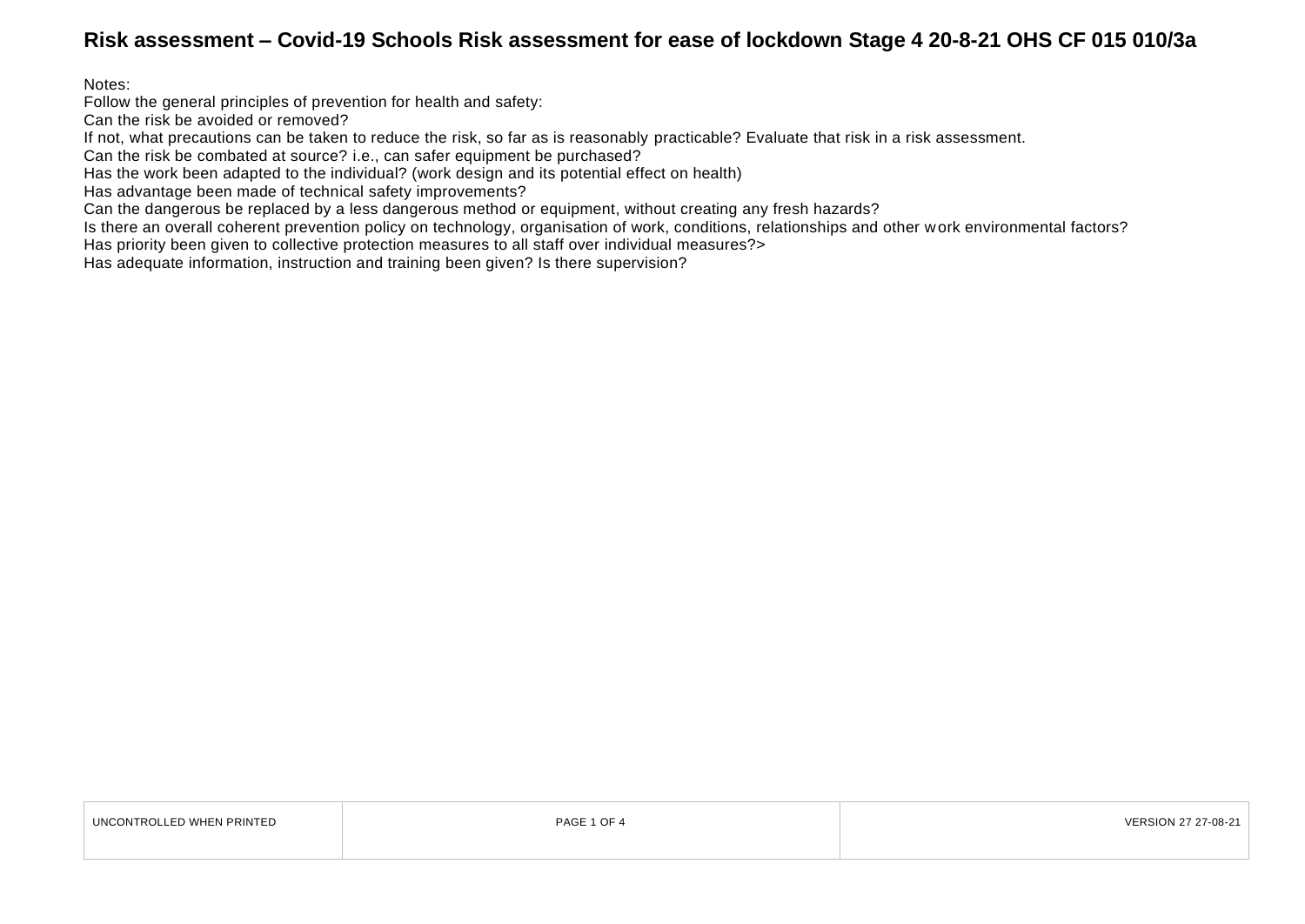## Risk assessment – Covid-19 Schools Risk assessment for ease of lockdown Stage 4 20-8-21 OHS CF 015 010/3a

Notes:
Follow the general principles of prevention for health and safety:
Can the risk be avoided or removed?
If not, what precautions can be taken to reduce the risk, so far as is reasonably practicable? Evaluate that risk in a risk assessment.
Can the risk be combated at source? i.e., can safer equipment be purchased?
Has the work been adapted to the individual? (work design and its potential effect on health)
Has advantage been made of technical safety improvements?
Can the dangerous be replaced by a less dangerous method or equipment, without creating any fresh hazards?
Is there an overall coherent prevention policy on technology, organisation of work, conditions, relationships and other work environmental factors?
Has priority been given to collective protection measures to all staff over individual measures?>
Has adequate information, instruction and training been given? Is there supervision?